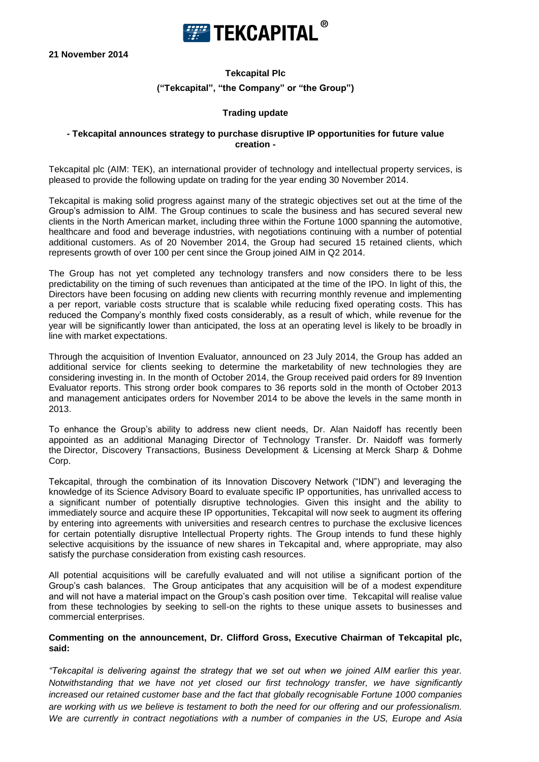**21 November 2014**

**Tekcapital Plc**

**("Tekcapital", "the Company" or "the Group")**

**Trading update**

**- Tekcapital announces strategy to purchase disruptive IP opportunities for future value creation -**

Tekcapital plc (AIM: TEK), an international provider of technology and intellectual property services, is pleased to provide the following update on trading for the year ending 30 November 2014.

Tekcapital is making solid progress against many of the strategic objectives set out at the time of the Group's admission to AIM. The Group continues to scale the business and has secured several new clients in the North American market, including three within the Fortune 1000 spanning the automotive, healthcare and food and beverage industries, with negotiations continuing with a number of potential additional customers. As of 20 November 2014, the Group had secured 15 retained clients, which represents growth of over 100 per cent since the Group joined AIM in Q2 2014.

The Group has not yet completed any technology transfers and now considers there to be less predictability on the timing of such revenues than anticipated at the time of the IPO. In light of this, the Directors have been focusing on adding new clients with recurring monthly revenue and implementing a per report, variable costs structure that is scalable while reducing fixed operating costs. This has reduced the Company's monthly fixed costs considerably, as a result of which, while revenue for the year will be significantly lower than anticipated, the loss at an operating level is likely to be broadly in line with market expectations.

Through the acquisition of Invention Evaluator, announced on 23 July 2014, the Group has added an additional service for clients seeking to determine the marketability of new technologies they are considering investing in. In the month of October 2014, the Group received paid orders for 89 Invention Evaluator reports. This strong order book compares to 36 reports sold in the month of October 2013 and management anticipates orders for November 2014 to be above the levels in the same month in 2013.

To enhance the Group's ability to address new client needs, Dr. Alan Naidoff has recently been appointed as an additional Managing Director of Technology Transfer. Dr. Naidoff was formerly the Director, Discovery Transactions, Business Development & Licensing at Merck Sharp & Dohme Corp.

Tekcapital, through the combination of its Innovation Discovery Network ("IDN") and leveraging the knowledge of its Science Advisory Board to evaluate specific IP opportunities, has unrivalled access to a significant number of potentially disruptive technologies. Given this insight and the ability to immediately source and acquire these IP opportunities, Tekcapital will now seek to augment its offering by entering into agreements with universities and research centres to purchase the exclusive licences for certain potentially disruptive Intellectual Property rights. The Group intends to fund these highly selective acquisitions by the issuance of new shares in Tekcapital and, where appropriate, may also satisfy the purchase consideration from existing cash resources.

All potential acquisitions will be carefully evaluated and will not utilise a significant portion of the Group's cash balances. The Group anticipates that any acquisition will be of a modest expenditure and will not have a material impact on the Group's cash position over time. Tekcapital will realise value from these technologies by seeking to sell-on the rights to these unique assets to businesses and commercial enterprises.

**Commenting on the announcement, Dr. Clifford Gross, Executive Chairman of Tekcapital plc, said:**

*"Tekcapital is delivering against the strategy that we set out when we joined AIM earlier this year. Notwithstanding that we have not yet closed our first technology transfer, we have significantly increased our retained customer base and the fact that globally recognisable Fortune 1000 companies are working with us we believe is testament to both the need for our offering and our professionalism. We are currently in contract negotiations with a number of companies in the US, Europe and Asia*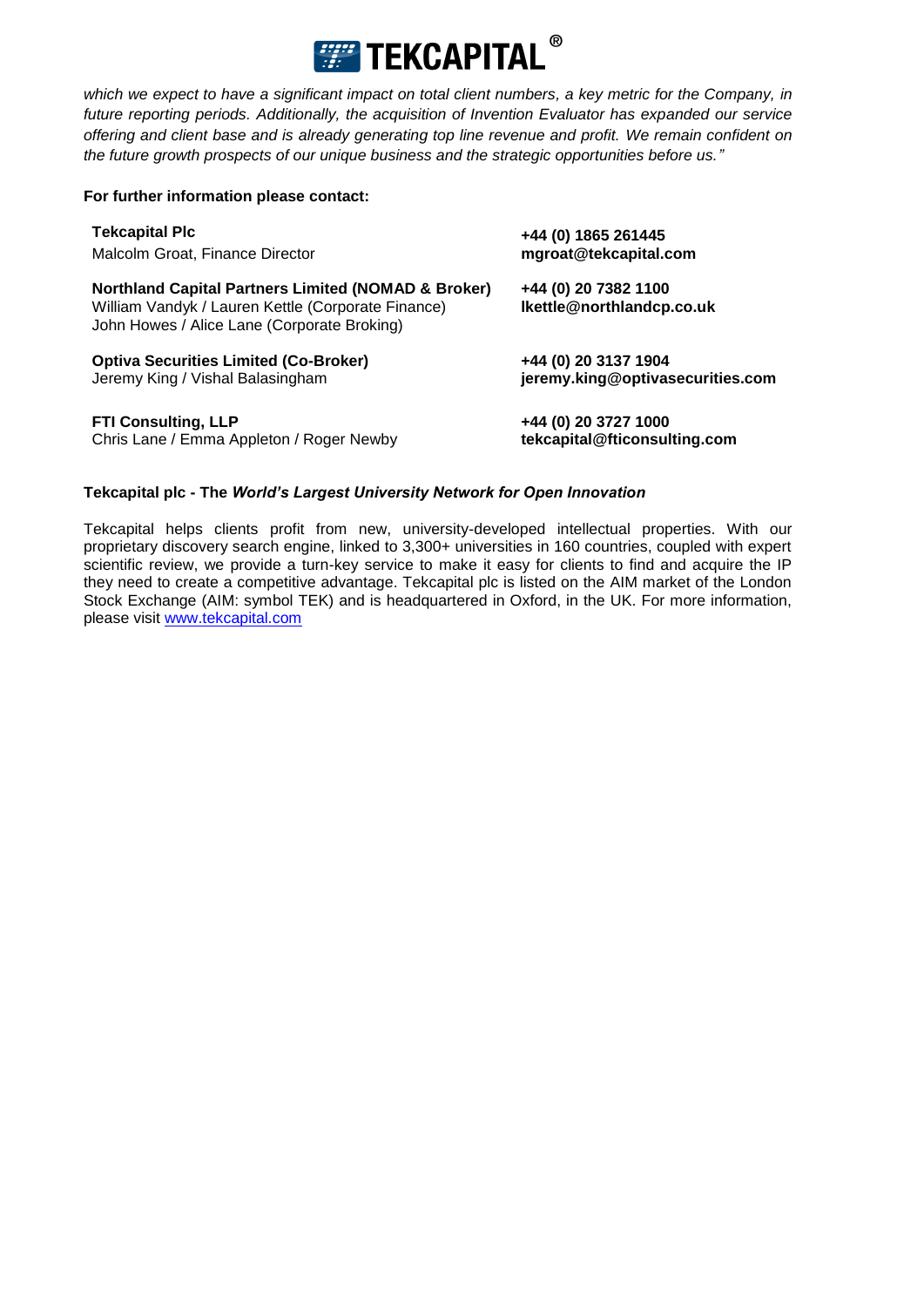*which we expect to have a significant impact on total client numbers, a key metric for the Company, in future reporting periods. Additionally, the acquisition of Invention Evaluator has expanded our service offering and client base and is already generating top line revenue and profit. We remain confident on the future growth prospects of our unique business and the strategic opportunities before us."*

**For further information please contact:**

| | |
|---|---|
| **Tekcapital Plc**<br>Malcolm Groat, Finance Director | **+44 (0) 1865 261445**<br>**mgroat@tekcapital.com** |
| **Northland Capital Partners Limited (NOMAD & Broker)**<br>William Vandyk / Lauren Kettle (Corporate Finance)<br>John Howes / Alice Lane (Corporate Broking) | **+44 (0) 20 7382 1100**<br>**lkettle@northlandcp.co.uk** |
| **Optiva Securities Limited (Co-Broker)**<br>Jeremy King / Vishal Balasingham | **+44 (0) 20 3137 1904**<br>**jeremy.king@optivasecurities.com** |
| **FTI Consulting, LLP**<br>Chris Lane / Emma Appleton / Roger Newby | **+44 (0) 20 3727 1000**<br>**tekcapital@fticonsulting.com** |

**Tekcapital plc - The *World's Largest University Network for Open Innovation***

Tekcapital helps clients profit from new, university-developed intellectual properties. With our proprietary discovery search engine, linked to 3,300+ universities in 160 countries, coupled with expert scientific review, we provide a turn-key service to make it easy for clients to find and acquire the IP they need to create a competitive advantage. Tekcapital plc is listed on the AIM market of the London Stock Exchange (AIM: symbol TEK) and is headquartered in Oxford, in the UK. For more information, please visit [www.tekcapital.com](http://www.tekcapital.com)